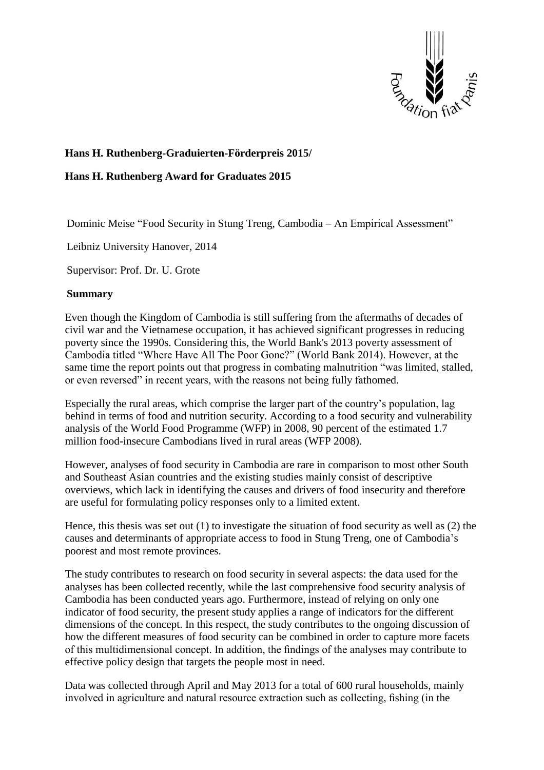**Hans H. Ruthenberg-Graduierten-Förderpreis 2015/**

**Hans H. Ruthenberg Award for Graduates 2015**

Dominic Meise "Food Security in Stung Treng, Cambodia – An Empirical Assessment"

Leibniz University Hanover, 2014

Supervisor: Prof. Dr. U. Grote

**Summary**

Even though the Kingdom of Cambodia is still suffering from the aftermaths of decades of civil war and the Vietnamese occupation, it has achieved significant progresses in reducing poverty since the 1990s. Considering this, the World Bank's 2013 poverty assessment of Cambodia titled "Where Have All The Poor Gone?" (World Bank 2014). However, at the same time the report points out that progress in combating malnutrition "was limited, stalled, or even reversed" in recent years, with the reasons not being fully fathomed.

Especially the rural areas, which comprise the larger part of the country's population, lag behind in terms of food and nutrition security. According to a food security and vulnerability analysis of the World Food Programme (WFP) in 2008, 90 percent of the estimated 1.7 million food-insecure Cambodians lived in rural areas (WFP 2008).

However, analyses of food security in Cambodia are rare in comparison to most other South and Southeast Asian countries and the existing studies mainly consist of descriptive overviews, which lack in identifying the causes and drivers of food insecurity and therefore are useful for formulating policy responses only to a limited extent.

Hence, this thesis was set out (1) to investigate the situation of food security as well as (2) the causes and determinants of appropriate access to food in Stung Treng, one of Cambodia's poorest and most remote provinces.

The study contributes to research on food security in several aspects: the data used for the analyses has been collected recently, while the last comprehensive food security analysis of Cambodia has been conducted years ago. Furthermore, instead of relying on only one indicator of food security, the present study applies a range of indicators for the different dimensions of the concept. In this respect, the study contributes to the ongoing discussion of how the different measures of food security can be combined in order to capture more facets of this multidimensional concept. In addition, the findings of the analyses may contribute to effective policy design that targets the people most in need.

Data was collected through April and May 2013 for a total of 600 rural households, mainly involved in agriculture and natural resource extraction such as collecting, fishing (in the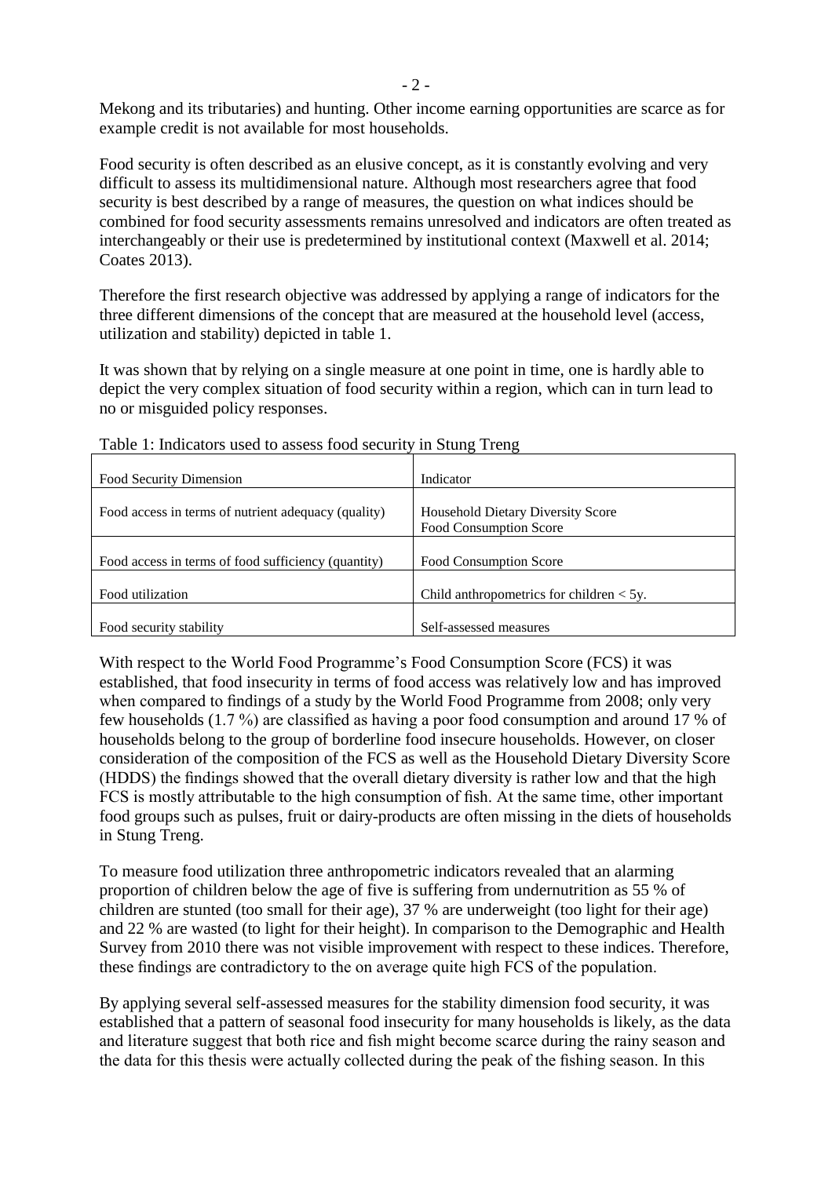Mekong and its tributaries) and hunting. Other income earning opportunities are scarce as for example credit is not available for most households.

Food security is often described as an elusive concept, as it is constantly evolving and very difficult to assess its multidimensional nature. Although most researchers agree that food security is best described by a range of measures, the question on what indices should be combined for food security assessments remains unresolved and indicators are often treated as interchangeably or their use is predetermined by institutional context (Maxwell et al. 2014; Coates 2013).

Therefore the first research objective was addressed by applying a range of indicators for the three different dimensions of the concept that are measured at the household level (access, utilization and stability) depicted in table 1.

It was shown that by relying on a single measure at one point in time, one is hardly able to depict the very complex situation of food security within a region, which can in turn lead to no or misguided policy responses.

Table 1: Indicators used to assess food security in Stung Treng

| Food Security Dimension | Indicator |
|---|---|
| Food access in terms of nutrient adequacy (quality) | Household Dietary Diversity Score<br>Food Consumption Score |
| Food access in terms of food sufficiency (quantity) | Food Consumption Score |
| Food utilization | Child anthropometrics for children < 5y. |
| Food security stability | Self-assessed measures |

With respect to the World Food Programme's Food Consumption Score (FCS) it was established, that food insecurity in terms of food access was relatively low and has improved when compared to findings of a study by the World Food Programme from 2008; only very few households (1.7 %) are classified as having a poor food consumption and around 17 % of households belong to the group of borderline food insecure households. However, on closer consideration of the composition of the FCS as well as the Household Dietary Diversity Score (HDDS) the findings showed that the overall dietary diversity is rather low and that the high FCS is mostly attributable to the high consumption of fish. At the same time, other important food groups such as pulses, fruit or dairy-products are often missing in the diets of households in Stung Treng.

To measure food utilization three anthropometric indicators revealed that an alarming proportion of children below the age of five is suffering from undernutrition as 55 % of children are stunted (too small for their age), 37 % are underweight (too light for their age) and 22 % are wasted (to light for their height). In comparison to the Demographic and Health Survey from 2010 there was not visible improvement with respect to these indices. Therefore, these findings are contradictory to the on average quite high FCS of the population.

By applying several self-assessed measures for the stability dimension food security, it was established that a pattern of seasonal food insecurity for many households is likely, as the data and literature suggest that both rice and fish might become scarce during the rainy season and the data for this thesis were actually collected during the peak of the fishing season. In this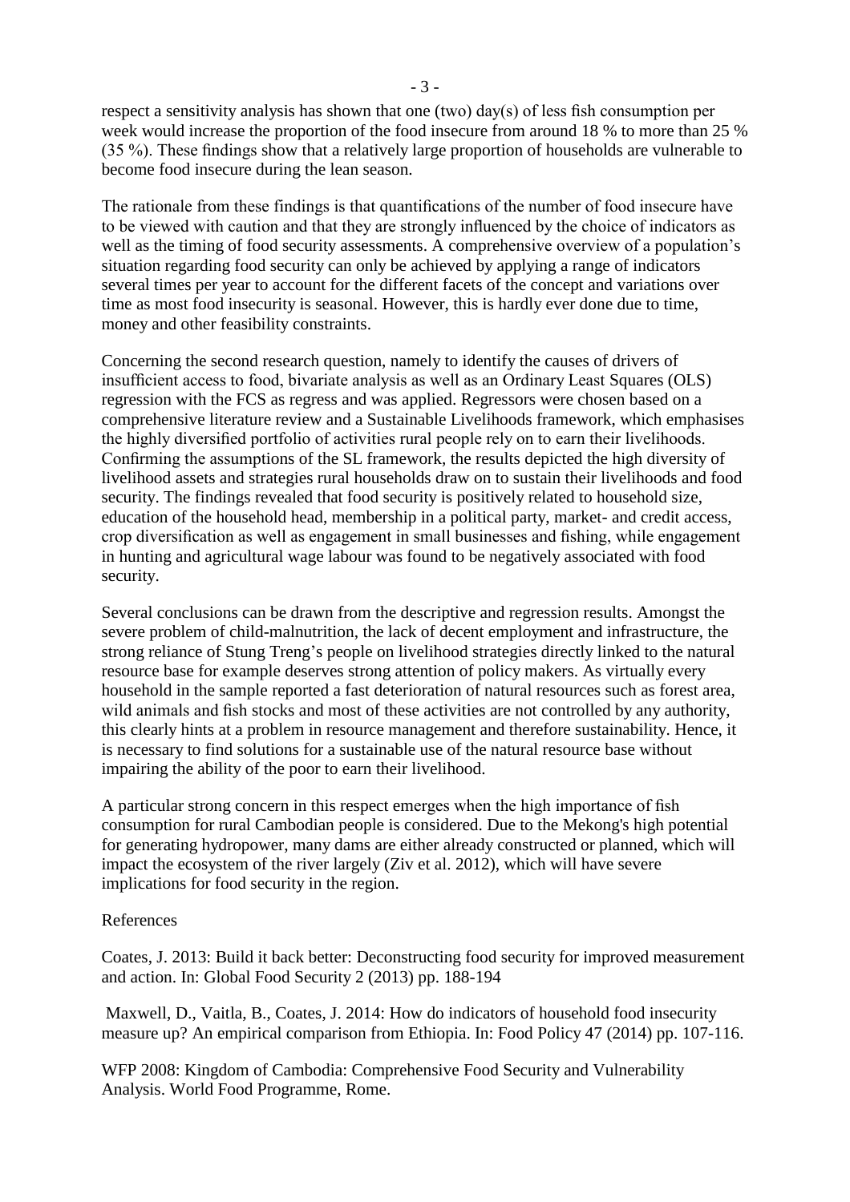respect a sensitivity analysis has shown that one (two) day(s) of less fish consumption per week would increase the proportion of the food insecure from around 18 % to more than 25 % (35 %). These findings show that a relatively large proportion of households are vulnerable to become food insecure during the lean season.

The rationale from these findings is that quantifications of the number of food insecure have to be viewed with caution and that they are strongly influenced by the choice of indicators as well as the timing of food security assessments. A comprehensive overview of a population's situation regarding food security can only be achieved by applying a range of indicators several times per year to account for the different facets of the concept and variations over time as most food insecurity is seasonal. However, this is hardly ever done due to time, money and other feasibility constraints.

Concerning the second research question, namely to identify the causes of drivers of insufficient access to food, bivariate analysis as well as an Ordinary Least Squares (OLS) regression with the FCS as regress and was applied. Regressors were chosen based on a comprehensive literature review and a Sustainable Livelihoods framework, which emphasises the highly diversified portfolio of activities rural people rely on to earn their livelihoods. Confirming the assumptions of the SL framework, the results depicted the high diversity of livelihood assets and strategies rural households draw on to sustain their livelihoods and food security. The findings revealed that food security is positively related to household size, education of the household head, membership in a political party, market- and credit access, crop diversification as well as engagement in small businesses and fishing, while engagement in hunting and agricultural wage labour was found to be negatively associated with food security.

Several conclusions can be drawn from the descriptive and regression results. Amongst the severe problem of child-malnutrition, the lack of decent employment and infrastructure, the strong reliance of Stung Treng's people on livelihood strategies directly linked to the natural resource base for example deserves strong attention of policy makers. As virtually every household in the sample reported a fast deterioration of natural resources such as forest area, wild animals and fish stocks and most of these activities are not controlled by any authority, this clearly hints at a problem in resource management and therefore sustainability. Hence, it is necessary to find solutions for a sustainable use of the natural resource base without impairing the ability of the poor to earn their livelihood.

A particular strong concern in this respect emerges when the high importance of fish consumption for rural Cambodian people is considered. Due to the Mekong's high potential for generating hydropower, many dams are either already constructed or planned, which will impact the ecosystem of the river largely (Ziv et al. 2012), which will have severe implications for food security in the region.

References

Coates, J. 2013: Build it back better: Deconstructing food security for improved measurement and action. In: Global Food Security 2 (2013) pp. 188-194

Maxwell, D., Vaitla, B., Coates, J. 2014: How do indicators of household food insecurity measure up? An empirical comparison from Ethiopia. In: Food Policy 47 (2014) pp. 107-116.

WFP 2008: Kingdom of Cambodia: Comprehensive Food Security and Vulnerability Analysis. World Food Programme, Rome.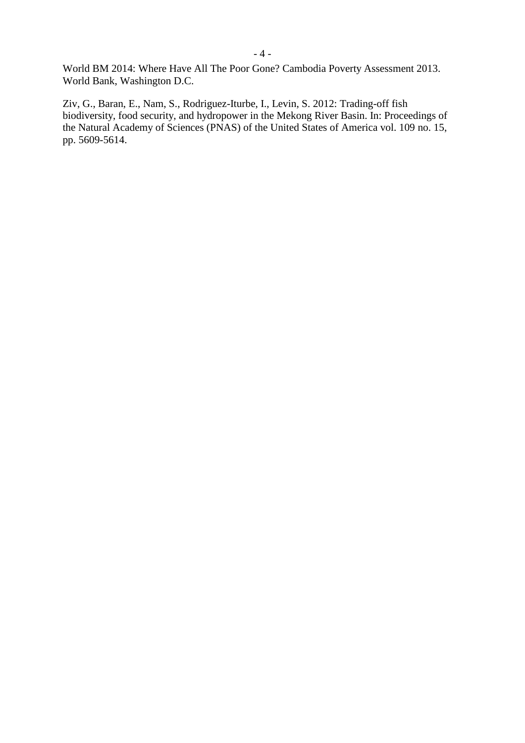World BM 2014: Where Have All The Poor Gone? Cambodia Poverty Assessment 2013. World Bank, Washington D.C.

Ziv, G., Baran, E., Nam, S., Rodriguez-Iturbe, I., Levin, S. 2012: Trading-off fish biodiversity, food security, and hydropower in the Mekong River Basin. In: Proceedings of the Natural Academy of Sciences (PNAS) of the United States of America vol. 109 no. 15, pp. 5609-5614.